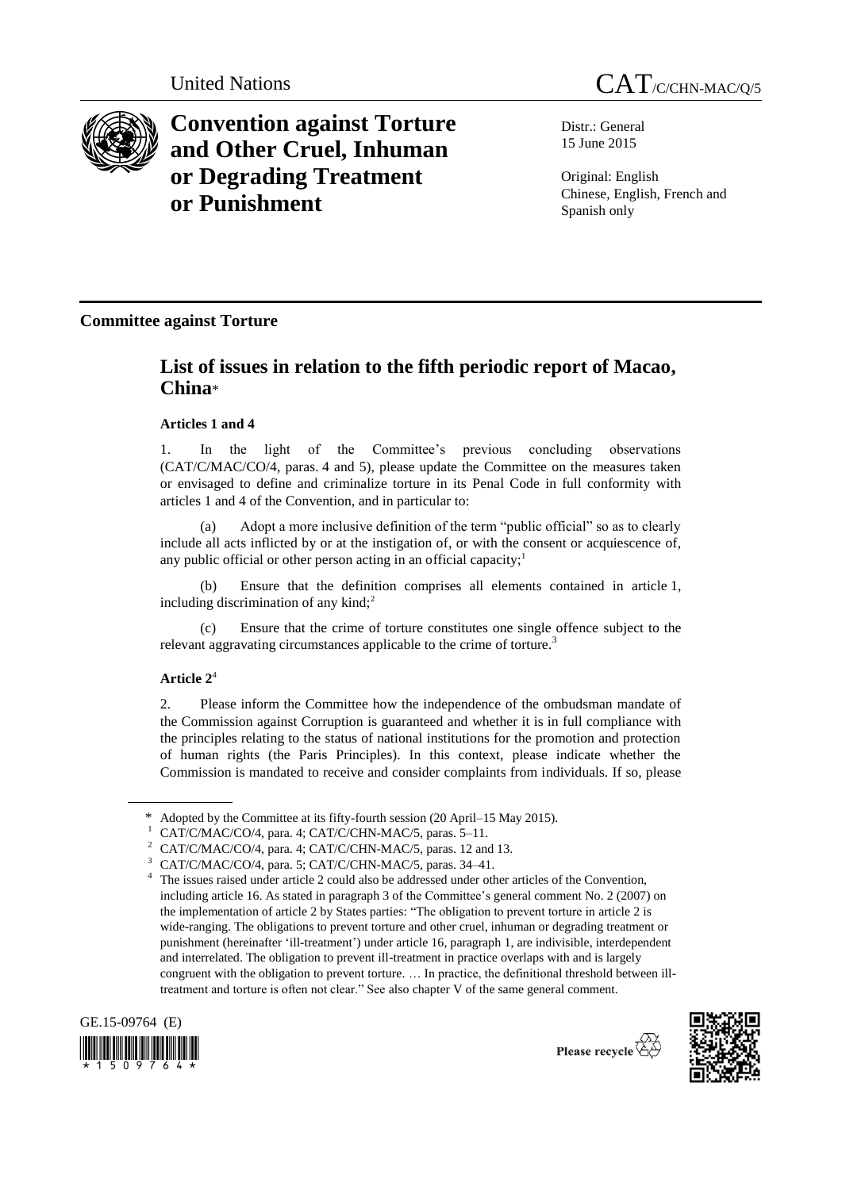United Nations

# CAT/C/CHN-MAC/Q/5

# Convention against Torture and Other Cruel, Inhuman or Degrading Treatment or Punishment

Distr.: General
15 June 2015

Original: English
Chinese, English, French and Spanish only

## Committee against Torture

## List of issues in relation to the fifth periodic report of Macao, China*

### Articles 1 and 4

1. In the light of the Committee's previous concluding observations (CAT/C/MAC/CO/4, paras. 4 and 5), please update the Committee on the measures taken or envisaged to define and criminalize torture in its Penal Code in full conformity with articles 1 and 4 of the Convention, and in particular to:

(a) Adopt a more inclusive definition of the term "public official" so as to clearly include all acts inflicted by or at the instigation of, or with the consent or acquiescence of, any public official or other person acting in an official capacity;[1]

(b) Ensure that the definition comprises all elements contained in article 1, including discrimination of any kind;[2]

(c) Ensure that the crime of torture constitutes one single offence subject to the relevant aggravating circumstances applicable to the crime of torture.[3]

### Article 2[4]

2. Please inform the Committee how the independence of the ombudsman mandate of the Commission against Corruption is guaranteed and whether it is in full compliance with the principles relating to the status of national institutions for the promotion and protection of human rights (the Paris Principles). In this context, please indicate whether the Commission is mandated to receive and consider complaints from individuals. If so, please

---

\* Adopted by the Committee at its fifty-fourth session (20 April–15 May 2015).

[1] CAT/C/MAC/CO/4, para. 4; CAT/C/CHN-MAC/5, paras. 5–11.

[2] CAT/C/MAC/CO/4, para. 4; CAT/C/CHN-MAC/5, paras. 12 and 13.

[3] CAT/C/MAC/CO/4, para. 5; CAT/C/CHN-MAC/5, paras. 34–41.

[4] The issues raised under article 2 could also be addressed under other articles of the Convention, including article 16. As stated in paragraph 3 of the Committee's general comment No. 2 (2007) on the implementation of article 2 by States parties: "The obligation to prevent torture in article 2 is wide-ranging. The obligations to prevent torture and other cruel, inhuman or degrading treatment or punishment (hereinafter 'ill-treatment') under article 16, paragraph 1, are indivisible, interdependent and interrelated. The obligation to prevent ill-treatment in practice overlaps with and is largely congruent with the obligation to prevent torture. … In practice, the definitional threshold between ill-treatment and torture is often not clear." See also chapter V of the same general comment.

GE.15-09764 (E)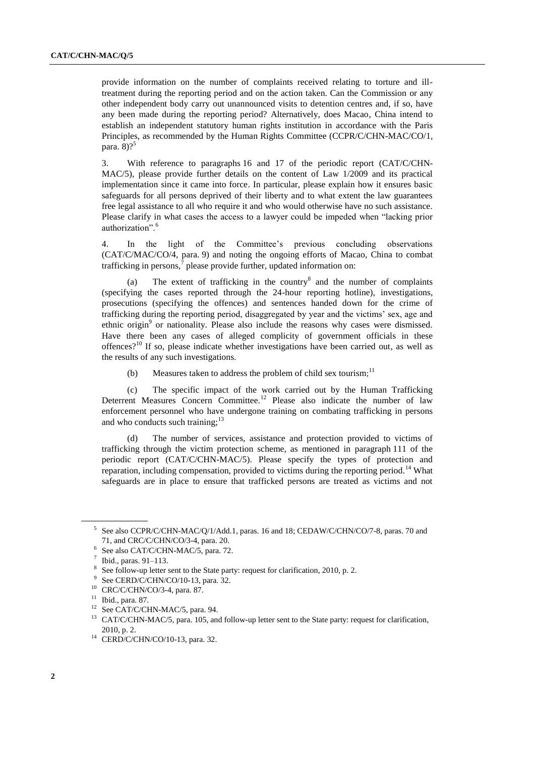provide information on the number of complaints received relating to torture and ill-treatment during the reporting period and on the action taken. Can the Commission or any other independent body carry out unannounced visits to detention centres and, if so, have any been made during the reporting period? Alternatively, does Macao, China intend to establish an independent statutory human rights institution in accordance with the Paris Principles, as recommended by the Human Rights Committee (CCPR/C/CHN-MAC/CO/1, para. 8)?[5]

3. With reference to paragraphs 16 and 17 of the periodic report (CAT/C/CHN-MAC/5), please provide further details on the content of Law 1/2009 and its practical implementation since it came into force. In particular, please explain how it ensures basic safeguards for all persons deprived of their liberty and to what extent the law guarantees free legal assistance to all who require it and who would otherwise have no such assistance. Please clarify in what cases the access to a lawyer could be impeded when "lacking prior authorization".[6]

4. In the light of the Committee's previous concluding observations (CAT/C/MAC/CO/4, para. 9) and noting the ongoing efforts of Macao, China to combat trafficking in persons,[7] please provide further, updated information on:

(a) The extent of trafficking in the country[8] and the number of complaints (specifying the cases reported through the 24-hour reporting hotline), investigations, prosecutions (specifying the offences) and sentences handed down for the crime of trafficking during the reporting period, disaggregated by year and the victims' sex, age and ethnic origin[9] or nationality. Please also include the reasons why cases were dismissed. Have there been any cases of alleged complicity of government officials in these offences?[10] If so, please indicate whether investigations have been carried out, as well as the results of any such investigations.

(b) Measures taken to address the problem of child sex tourism;[11]

(c) The specific impact of the work carried out by the Human Trafficking Deterrent Measures Concern Committee.[12] Please also indicate the number of law enforcement personnel who have undergone training on combating trafficking in persons and who conducts such training;[13]

(d) The number of services, assistance and protection provided to victims of trafficking through the victim protection scheme, as mentioned in paragraph 111 of the periodic report (CAT/C/CHN-MAC/5). Please specify the types of protection and reparation, including compensation, provided to victims during the reporting period.[14] What safeguards are in place to ensure that trafficked persons are treated as victims and not

---

[5] See also CCPR/C/CHN-MAC/Q/1/Add.1, paras. 16 and 18; CEDAW/C/CHN/CO/7-8, paras. 70 and 71, and CRC/C/CHN/CO/3-4, para. 20.

[6] See also CAT/C/CHN-MAC/5, para. 72.

[7] Ibid., paras. 91–113.

[8] See follow-up letter sent to the State party: request for clarification, 2010, p. 2.

[9] See CERD/C/CHN/CO/10-13, para. 32.

[10] CRC/C/CHN/CO/3-4, para. 87.

[11] Ibid., para. 87.

[12] See CAT/C/CHN-MAC/5, para. 94.

[13] CAT/C/CHN-MAC/5, para. 105, and follow-up letter sent to the State party: request for clarification, 2010, p. 2.

[14] CERD/C/CHN/CO/10-13, para. 32.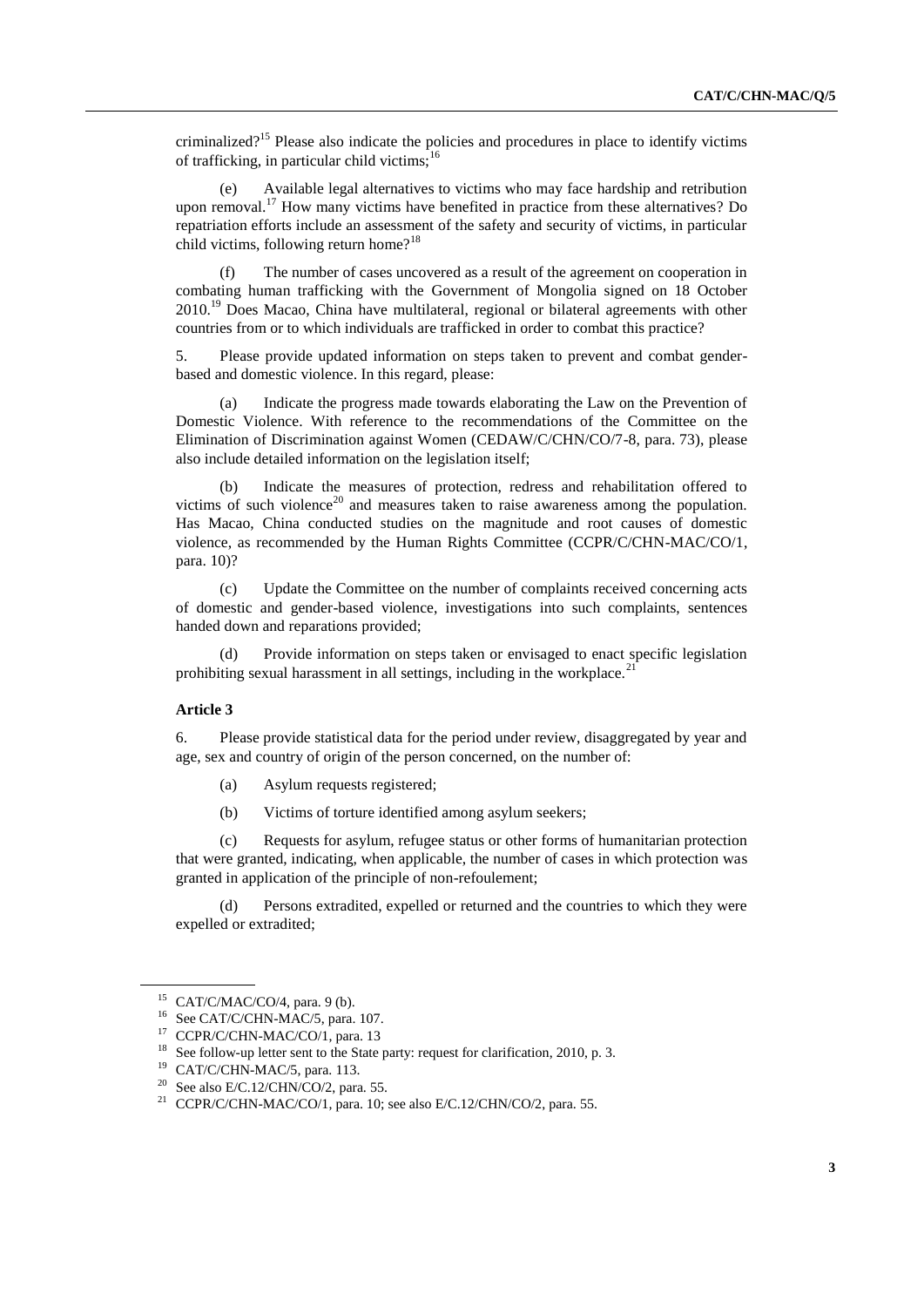criminalized?[15] Please also indicate the policies and procedures in place to identify victims of trafficking, in particular child victims;[16]

(e) Available legal alternatives to victims who may face hardship and retribution upon removal.[17] How many victims have benefited in practice from these alternatives? Do repatriation efforts include an assessment of the safety and security of victims, in particular child victims, following return home?[18]

(f) The number of cases uncovered as a result of the agreement on cooperation in combating human trafficking with the Government of Mongolia signed on 18 October 2010.[19] Does Macao, China have multilateral, regional or bilateral agreements with other countries from or to which individuals are trafficked in order to combat this practice?

5. Please provide updated information on steps taken to prevent and combat gender-based and domestic violence. In this regard, please:

(a) Indicate the progress made towards elaborating the Law on the Prevention of Domestic Violence. With reference to the recommendations of the Committee on the Elimination of Discrimination against Women (CEDAW/C/CHN/CO/7-8, para. 73), please also include detailed information on the legislation itself;

(b) Indicate the measures of protection, redress and rehabilitation offered to victims of such violence[20] and measures taken to raise awareness among the population. Has Macao, China conducted studies on the magnitude and root causes of domestic violence, as recommended by the Human Rights Committee (CCPR/C/CHN-MAC/CO/1, para. 10)?

(c) Update the Committee on the number of complaints received concerning acts of domestic and gender-based violence, investigations into such complaints, sentences handed down and reparations provided;

(d) Provide information on steps taken or envisaged to enact specific legislation prohibiting sexual harassment in all settings, including in the workplace.[21]

**Article 3**

6. Please provide statistical data for the period under review, disaggregated by year and age, sex and country of origin of the person concerned, on the number of:

(a) Asylum requests registered;

(b) Victims of torture identified among asylum seekers;

(c) Requests for asylum, refugee status or other forms of humanitarian protection that were granted, indicating, when applicable, the number of cases in which protection was granted in application of the principle of non-refoulement;

(d) Persons extradited, expelled or returned and the countries to which they were expelled or extradited;

---

[15] CAT/C/MAC/CO/4, para. 9 (b).

[16] See CAT/C/CHN-MAC/5, para. 107.

[17] CCPR/C/CHN-MAC/CO/1, para. 13

[18] See follow-up letter sent to the State party: request for clarification, 2010, p. 3.

[19] CAT/C/CHN-MAC/5, para. 113.

[20] See also E/C.12/CHN/CO/2, para. 55.

[21] CCPR/C/CHN-MAC/CO/1, para. 10; see also E/C.12/CHN/CO/2, para. 55.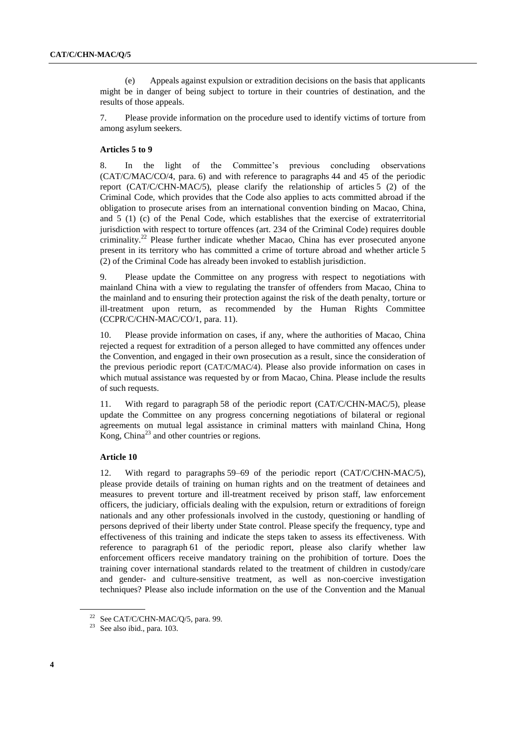(e) Appeals against expulsion or extradition decisions on the basis that applicants might be in danger of being subject to torture in their countries of destination, and the results of those appeals.

7. Please provide information on the procedure used to identify victims of torture from among asylum seekers.

**Articles 5 to 9**

8. In the light of the Committee's previous concluding observations (CAT/C/MAC/CO/4, para. 6) and with reference to paragraphs 44 and 45 of the periodic report (CAT/C/CHN-MAC/5), please clarify the relationship of articles 5 (2) of the Criminal Code, which provides that the Code also applies to acts committed abroad if the obligation to prosecute arises from an international convention binding on Macao, China, and 5 (1) (c) of the Penal Code, which establishes that the exercise of extraterritorial jurisdiction with respect to torture offences (art. 234 of the Criminal Code) requires double criminality.[22] Please further indicate whether Macao, China has ever prosecuted anyone present in its territory who has committed a crime of torture abroad and whether article 5 (2) of the Criminal Code has already been invoked to establish jurisdiction.

9. Please update the Committee on any progress with respect to negotiations with mainland China with a view to regulating the transfer of offenders from Macao, China to the mainland and to ensuring their protection against the risk of the death penalty, torture or ill-treatment upon return, as recommended by the Human Rights Committee (CCPR/C/CHN-MAC/CO/1, para. 11).

10. Please provide information on cases, if any, where the authorities of Macao, China rejected a request for extradition of a person alleged to have committed any offences under the Convention, and engaged in their own prosecution as a result, since the consideration of the previous periodic report (CAT/C/MAC/4). Please also provide information on cases in which mutual assistance was requested by or from Macao, China. Please include the results of such requests.

11. With regard to paragraph 58 of the periodic report (CAT/C/CHN-MAC/5), please update the Committee on any progress concerning negotiations of bilateral or regional agreements on mutual legal assistance in criminal matters with mainland China, Hong Kong, China[23] and other countries or regions.

**Article 10**

12. With regard to paragraphs 59–69 of the periodic report (CAT/C/CHN-MAC/5), please provide details of training on human rights and on the treatment of detainees and measures to prevent torture and ill-treatment received by prison staff, law enforcement officers, the judiciary, officials dealing with the expulsion, return or extraditions of foreign nationals and any other professionals involved in the custody, questioning or handling of persons deprived of their liberty under State control. Please specify the frequency, type and effectiveness of this training and indicate the steps taken to assess its effectiveness. With reference to paragraph 61 of the periodic report, please also clarify whether law enforcement officers receive mandatory training on the prohibition of torture. Does the training cover international standards related to the treatment of children in custody/care and gender- and culture-sensitive treatment, as well as non-coercive investigation techniques? Please also include information on the use of the Convention and the Manual

[22] See CAT/C/CHN-MAC/Q/5, para. 99.

[23] See also ibid., para. 103.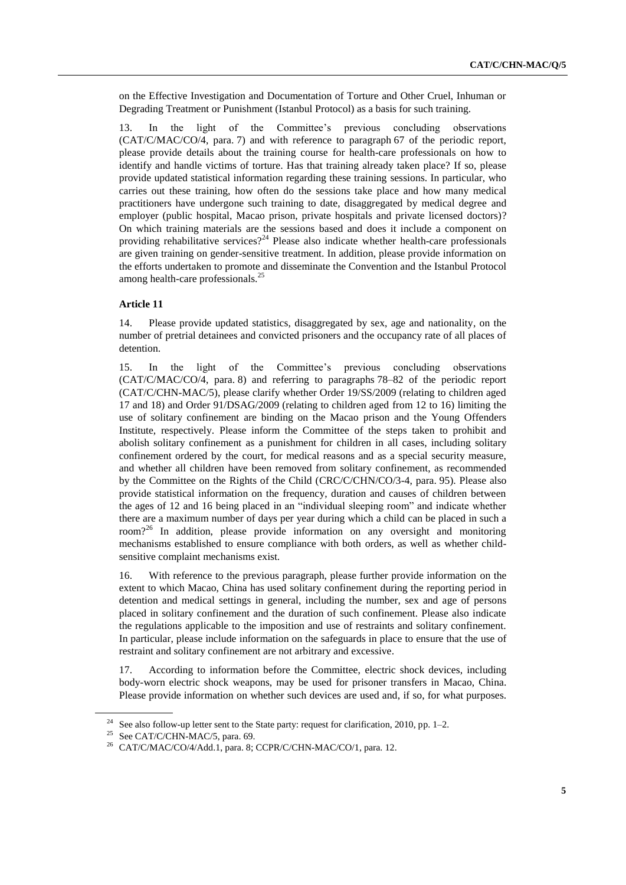on the Effective Investigation and Documentation of Torture and Other Cruel, Inhuman or Degrading Treatment or Punishment (Istanbul Protocol) as a basis for such training.

13. In the light of the Committee's previous concluding observations (CAT/C/MAC/CO/4, para. 7) and with reference to paragraph 67 of the periodic report, please provide details about the training course for health-care professionals on how to identify and handle victims of torture. Has that training already taken place? If so, please provide updated statistical information regarding these training sessions. In particular, who carries out these training, how often do the sessions take place and how many medical practitioners have undergone such training to date, disaggregated by medical degree and employer (public hospital, Macao prison, private hospitals and private licensed doctors)? On which training materials are the sessions based and does it include a component on providing rehabilitative services?[24] Please also indicate whether health-care professionals are given training on gender-sensitive treatment. In addition, please provide information on the efforts undertaken to promote and disseminate the Convention and the Istanbul Protocol among health-care professionals.[25]

**Article 11**

14. Please provide updated statistics, disaggregated by sex, age and nationality, on the number of pretrial detainees and convicted prisoners and the occupancy rate of all places of detention.

15. In the light of the Committee's previous concluding observations (CAT/C/MAC/CO/4, para. 8) and referring to paragraphs 78–82 of the periodic report (CAT/C/CHN-MAC/5), please clarify whether Order 19/SS/2009 (relating to children aged 17 and 18) and Order 91/DSAG/2009 (relating to children aged from 12 to 16) limiting the use of solitary confinement are binding on the Macao prison and the Young Offenders Institute, respectively. Please inform the Committee of the steps taken to prohibit and abolish solitary confinement as a punishment for children in all cases, including solitary confinement ordered by the court, for medical reasons and as a special security measure, and whether all children have been removed from solitary confinement, as recommended by the Committee on the Rights of the Child (CRC/C/CHN/CO/3-4, para. 95). Please also provide statistical information on the frequency, duration and causes of children between the ages of 12 and 16 being placed in an "individual sleeping room" and indicate whether there are a maximum number of days per year during which a child can be placed in such a room?[26] In addition, please provide information on any oversight and monitoring mechanisms established to ensure compliance with both orders, as well as whether child-sensitive complaint mechanisms exist.

16. With reference to the previous paragraph, please further provide information on the extent to which Macao, China has used solitary confinement during the reporting period in detention and medical settings in general, including the number, sex and age of persons placed in solitary confinement and the duration of such confinement. Please also indicate the regulations applicable to the imposition and use of restraints and solitary confinement. In particular, please include information on the safeguards in place to ensure that the use of restraint and solitary confinement are not arbitrary and excessive.

17. According to information before the Committee, electric shock devices, including body-worn electric shock weapons, may be used for prisoner transfers in Macao, China. Please provide information on whether such devices are used and, if so, for what purposes.

---

[24] See also follow-up letter sent to the State party: request for clarification, 2010, pp. 1–2.

[25] See CAT/C/CHN-MAC/5, para. 69.

[26] CAT/C/MAC/CO/4/Add.1, para. 8; CCPR/C/CHN-MAC/CO/1, para. 12.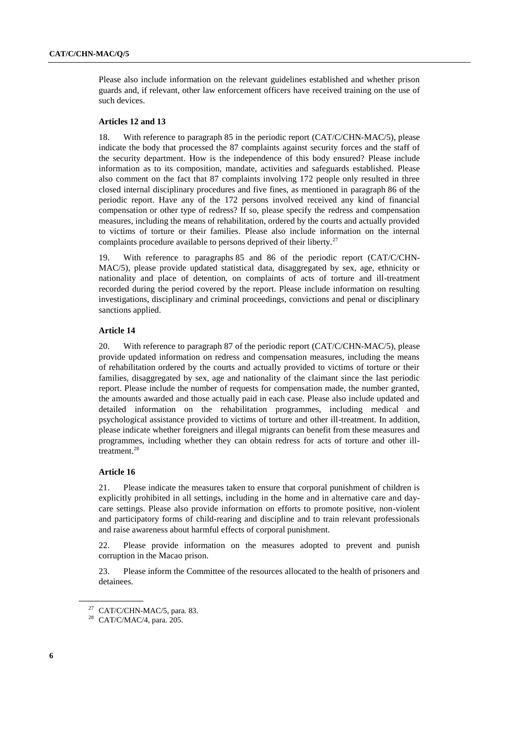Please also include information on the relevant guidelines established and whether prison guards and, if relevant, other law enforcement officers have received training on the use of such devices.

### Articles 12 and 13

18. With reference to paragraph 85 in the periodic report (CAT/C/CHN-MAC/5), please indicate the body that processed the 87 complaints against security forces and the staff of the security department. How is the independence of this body ensured? Please include information as to its composition, mandate, activities and safeguards established. Please also comment on the fact that 87 complaints involving 172 people only resulted in three closed internal disciplinary procedures and five fines, as mentioned in paragraph 86 of the periodic report. Have any of the 172 persons involved received any kind of financial compensation or other type of redress? If so, please specify the redress and compensation measures, including the means of rehabilitation, ordered by the courts and actually provided to victims of torture or their families. Please also include information on the internal complaints procedure available to persons deprived of their liberty.[27]

19. With reference to paragraphs 85 and 86 of the periodic report (CAT/C/CHN-MAC/5), please provide updated statistical data, disaggregated by sex, age, ethnicity or nationality and place of detention, on complaints of acts of torture and ill-treatment recorded during the period covered by the report. Please include information on resulting investigations, disciplinary and criminal proceedings, convictions and penal or disciplinary sanctions applied.

### Article 14

20. With reference to paragraph 87 of the periodic report (CAT/C/CHN-MAC/5), please provide updated information on redress and compensation measures, including the means of rehabilitation ordered by the courts and actually provided to victims of torture or their families, disaggregated by sex, age and nationality of the claimant since the last periodic report. Please include the number of requests for compensation made, the number granted, the amounts awarded and those actually paid in each case. Please also include updated and detailed information on the rehabilitation programmes, including medical and psychological assistance provided to victims of torture and other ill-treatment. In addition, please indicate whether foreigners and illegal migrants can benefit from these measures and programmes, including whether they can obtain redress for acts of torture and other ill-treatment.[28]

### Article 16

21. Please indicate the measures taken to ensure that corporal punishment of children is explicitly prohibited in all settings, including in the home and in alternative care and day-care settings. Please also provide information on efforts to promote positive, non-violent and participatory forms of child-rearing and discipline and to train relevant professionals and raise awareness about harmful effects of corporal punishment.

22. Please provide information on the measures adopted to prevent and punish corruption in the Macao prison.

23. Please inform the Committee of the resources allocated to the health of prisoners and detainees.

---

[27] CAT/C/CHN-MAC/5, para. 83.

[28] CAT/C/MAC/4, para. 205.